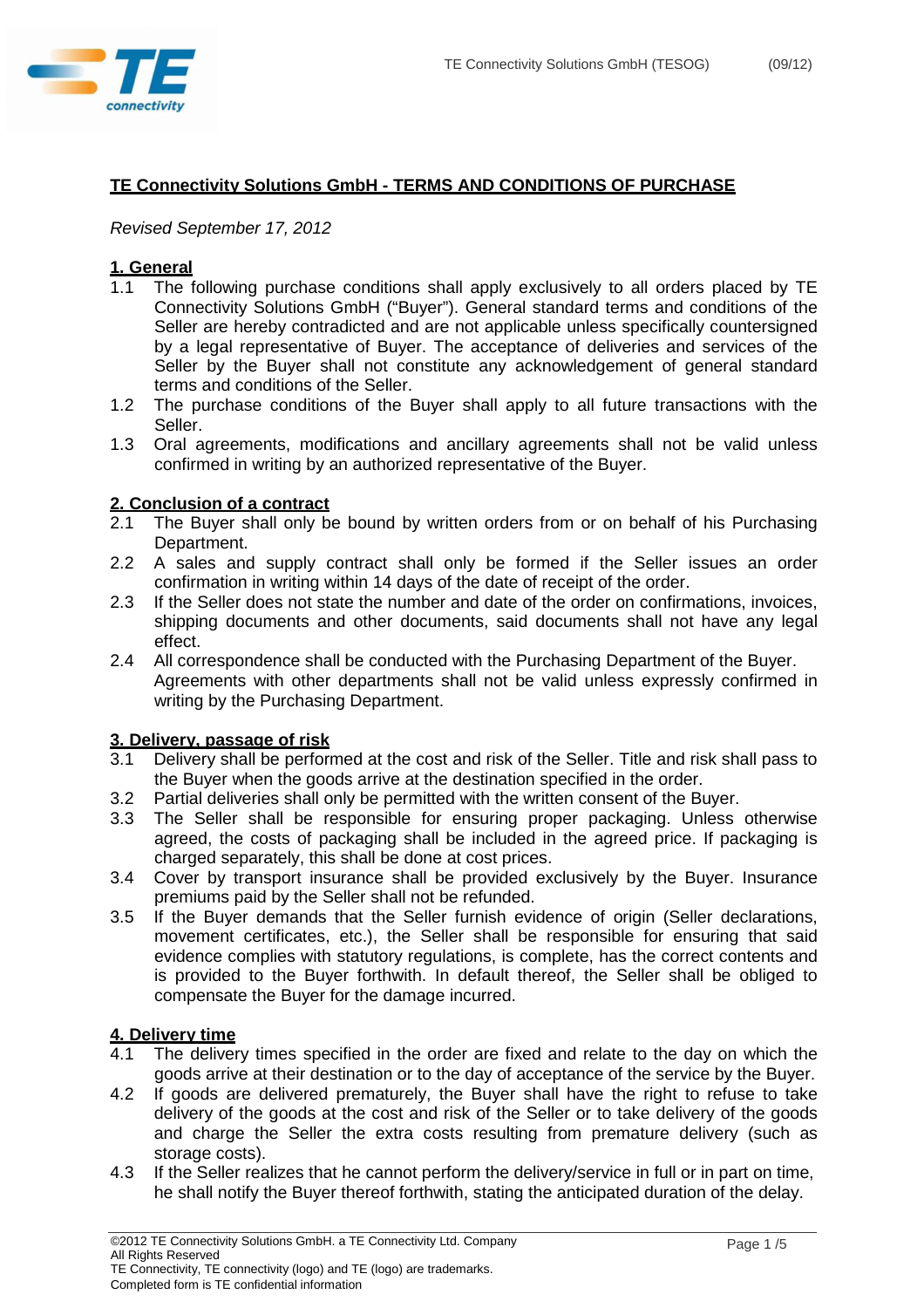# TE Connectivity Solutions GmbH - TERMS AND CONDITIONS OF PURCHASE

*Revised September 17, 2012*

## 1. General

1.1 The following purchase conditions shall apply exclusively to all orders placed by TE Connectivity Solutions GmbH ("Buyer"). General standard terms and conditions of the Seller are hereby contradicted and are not applicable unless specifically countersigned by a legal representative of Buyer. The acceptance of deliveries and services of the Seller by the Buyer shall not constitute any acknowledgement of general standard terms and conditions of the Seller.

1.2 The purchase conditions of the Buyer shall apply to all future transactions with the Seller.

1.3 Oral agreements, modifications and ancillary agreements shall not be valid unless confirmed in writing by an authorized representative of the Buyer.

## 2. Conclusion of a contract

2.1 The Buyer shall only be bound by written orders from or on behalf of his Purchasing Department.

2.2 A sales and supply contract shall only be formed if the Seller issues an order confirmation in writing within 14 days of the date of receipt of the order.

2.3 If the Seller does not state the number and date of the order on confirmations, invoices, shipping documents and other documents, said documents shall not have any legal effect.

2.4 All correspondence shall be conducted with the Purchasing Department of the Buyer. Agreements with other departments shall not be valid unless expressly confirmed in writing by the Purchasing Department.

## 3. Delivery, passage of risk

3.1 Delivery shall be performed at the cost and risk of the Seller. Title and risk shall pass to the Buyer when the goods arrive at the destination specified in the order.

3.2 Partial deliveries shall only be permitted with the written consent of the Buyer.

3.3 The Seller shall be responsible for ensuring proper packaging. Unless otherwise agreed, the costs of packaging shall be included in the agreed price. If packaging is charged separately, this shall be done at cost prices.

3.4 Cover by transport insurance shall be provided exclusively by the Buyer. Insurance premiums paid by the Seller shall not be refunded.

3.5 If the Buyer demands that the Seller furnish evidence of origin (Seller declarations, movement certificates, etc.), the Seller shall be responsible for ensuring that said evidence complies with statutory regulations, is complete, has the correct contents and is provided to the Buyer forthwith. In default thereof, the Seller shall be obliged to compensate the Buyer for the damage incurred.

## 4. Delivery time

4.1 The delivery times specified in the order are fixed and relate to the day on which the goods arrive at their destination or to the day of acceptance of the service by the Buyer.

4.2 If goods are delivered prematurely, the Buyer shall have the right to refuse to take delivery of the goods at the cost and risk of the Seller or to take delivery of the goods and charge the Seller the extra costs resulting from premature delivery (such as storage costs).

4.3 If the Seller realizes that he cannot perform the delivery/service in full or in part on time, he shall notify the Buyer thereof forthwith, stating the anticipated duration of the delay.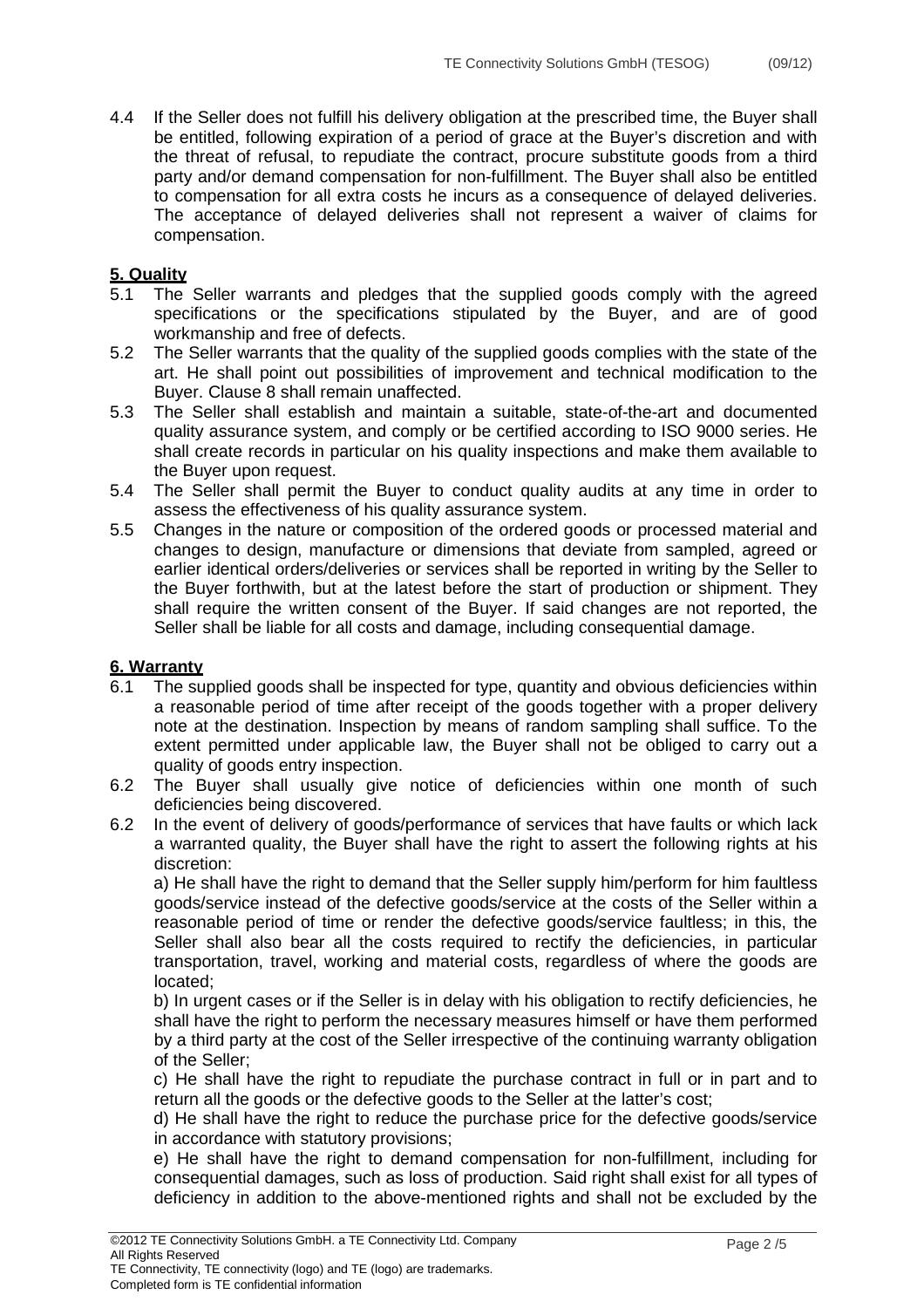4.4 If the Seller does not fulfill his delivery obligation at the prescribed time, the Buyer shall be entitled, following expiration of a period of grace at the Buyer's discretion and with the threat of refusal, to repudiate the contract, procure substitute goods from a third party and/or demand compensation for non-fulfillment. The Buyer shall also be entitled to compensation for all extra costs he incurs as a consequence of delayed deliveries. The acceptance of delayed deliveries shall not represent a waiver of claims for compensation.

## 5. Quality

5.1 The Seller warrants and pledges that the supplied goods comply with the agreed specifications or the specifications stipulated by the Buyer, and are of good workmanship and free of defects.

5.2 The Seller warrants that the quality of the supplied goods complies with the state of the art. He shall point out possibilities of improvement and technical modification to the Buyer. Clause 8 shall remain unaffected.

5.3 The Seller shall establish and maintain a suitable, state-of-the-art and documented quality assurance system, and comply or be certified according to ISO 9000 series. He shall create records in particular on his quality inspections and make them available to the Buyer upon request.

5.4 The Seller shall permit the Buyer to conduct quality audits at any time in order to assess the effectiveness of his quality assurance system.

5.5 Changes in the nature or composition of the ordered goods or processed material and changes to design, manufacture or dimensions that deviate from sampled, agreed or earlier identical orders/deliveries or services shall be reported in writing by the Seller to the Buyer forthwith, but at the latest before the start of production or shipment. They shall require the written consent of the Buyer. If said changes are not reported, the Seller shall be liable for all costs and damage, including consequential damage.

## 6. Warranty

6.1 The supplied goods shall be inspected for type, quantity and obvious deficiencies within a reasonable period of time after receipt of the goods together with a proper delivery note at the destination. Inspection by means of random sampling shall suffice. To the extent permitted under applicable law, the Buyer shall not be obliged to carry out a quality of goods entry inspection.

6.2 The Buyer shall usually give notice of deficiencies within one month of such deficiencies being discovered.

6.2 In the event of delivery of goods/performance of services that have faults or which lack a warranted quality, the Buyer shall have the right to assert the following rights at his discretion:

a) He shall have the right to demand that the Seller supply him/perform for him faultless goods/service instead of the defective goods/service at the costs of the Seller within a reasonable period of time or render the defective goods/service faultless; in this, the Seller shall also bear all the costs required to rectify the deficiencies, in particular transportation, travel, working and material costs, regardless of where the goods are located;

b) In urgent cases or if the Seller is in delay with his obligation to rectify deficiencies, he shall have the right to perform the necessary measures himself or have them performed by a third party at the cost of the Seller irrespective of the continuing warranty obligation of the Seller;

c) He shall have the right to repudiate the purchase contract in full or in part and to return all the goods or the defective goods to the Seller at the latter's cost;

d) He shall have the right to reduce the purchase price for the defective goods/service in accordance with statutory provisions;

e) He shall have the right to demand compensation for non-fulfillment, including for consequential damages, such as loss of production. Said right shall exist for all types of deficiency in addition to the above-mentioned rights and shall not be excluded by the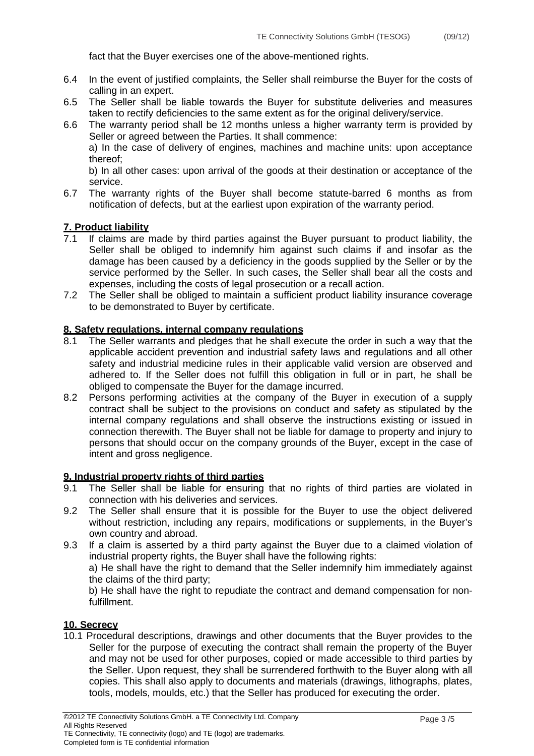fact that the Buyer exercises one of the above-mentioned rights.

6.4 In the event of justified complaints, the Seller shall reimburse the Buyer for the costs of calling in an expert.

6.5 The Seller shall be liable towards the Buyer for substitute deliveries and measures taken to rectify deficiencies to the same extent as for the original delivery/service.

6.6 The warranty period shall be 12 months unless a higher warranty term is provided by Seller or agreed between the Parties. It shall commence:
a) In the case of delivery of engines, machines and machine units: upon acceptance thereof;
b) In all other cases: upon arrival of the goods at their destination or acceptance of the service.

6.7 The warranty rights of the Buyer shall become statute-barred 6 months as from notification of defects, but at the earliest upon expiration of the warranty period.

**7. Product liability**

7.1 If claims are made by third parties against the Buyer pursuant to product liability, the Seller shall be obliged to indemnify him against such claims if and insofar as the damage has been caused by a deficiency in the goods supplied by the Seller or by the service performed by the Seller. In such cases, the Seller shall bear all the costs and expenses, including the costs of legal prosecution or a recall action.

7.2 The Seller shall be obliged to maintain a sufficient product liability insurance coverage to be demonstrated to Buyer by certificate.

**8. Safety regulations, internal company regulations**

8.1 The Seller warrants and pledges that he shall execute the order in such a way that the applicable accident prevention and industrial safety laws and regulations and all other safety and industrial medicine rules in their applicable valid version are observed and adhered to. If the Seller does not fulfill this obligation in full or in part, he shall be obliged to compensate the Buyer for the damage incurred.

8.2 Persons performing activities at the company of the Buyer in execution of a supply contract shall be subject to the provisions on conduct and safety as stipulated by the internal company regulations and shall observe the instructions existing or issued in connection therewith. The Buyer shall not be liable for damage to property and injury to persons that should occur on the company grounds of the Buyer, except in the case of intent and gross negligence.

**9. Industrial property rights of third parties**

9.1 The Seller shall be liable for ensuring that no rights of third parties are violated in connection with his deliveries and services.

9.2 The Seller shall ensure that it is possible for the Buyer to use the object delivered without restriction, including any repairs, modifications or supplements, in the Buyer's own country and abroad.

9.3 If a claim is asserted by a third party against the Buyer due to a claimed violation of industrial property rights, the Buyer shall have the following rights:
a) He shall have the right to demand that the Seller indemnify him immediately against the claims of the third party;
b) He shall have the right to repudiate the contract and demand compensation for non-fulfillment.

**10. Secrecy**

10.1 Procedural descriptions, drawings and other documents that the Buyer provides to the Seller for the purpose of executing the contract shall remain the property of the Buyer and may not be used for other purposes, copied or made accessible to third parties by the Seller. Upon request, they shall be surrendered forthwith to the Buyer along with all copies. This shall also apply to documents and materials (drawings, lithographs, plates, tools, models, moulds, etc.) that the Seller has produced for executing the order.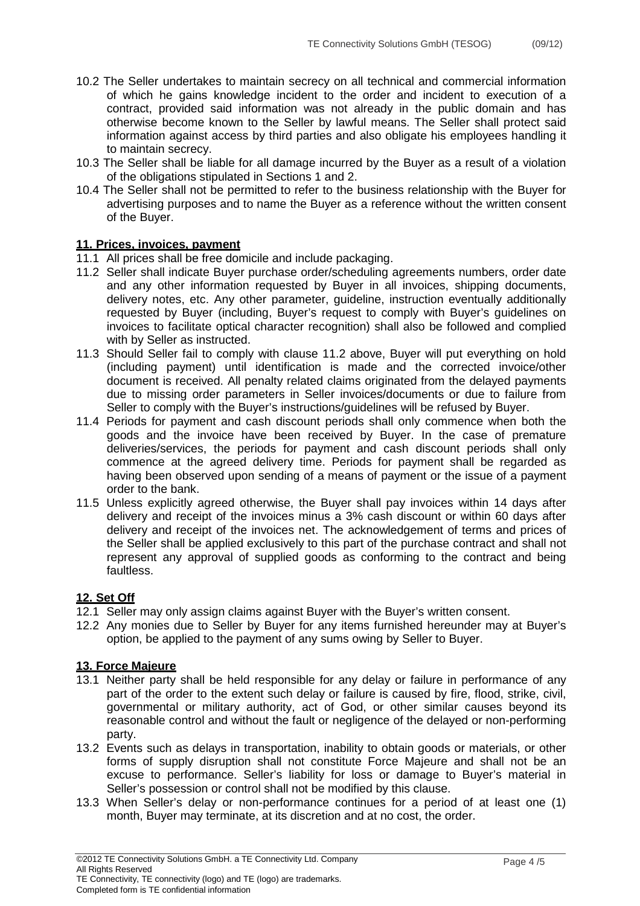10.2 The Seller undertakes to maintain secrecy on all technical and commercial information of which he gains knowledge incident to the order and incident to execution of a contract, provided said information was not already in the public domain and has otherwise become known to the Seller by lawful means. The Seller shall protect said information against access by third parties and also obligate his employees handling it to maintain secrecy.

10.3 The Seller shall be liable for all damage incurred by the Buyer as a result of a violation of the obligations stipulated in Sections 1 and 2.

10.4 The Seller shall not be permitted to refer to the business relationship with the Buyer for advertising purposes and to name the Buyer as a reference without the written consent of the Buyer.

## 11. Prices, invoices, payment

11.1 All prices shall be free domicile and include packaging.

11.2 Seller shall indicate Buyer purchase order/scheduling agreements numbers, order date and any other information requested by Buyer in all invoices, shipping documents, delivery notes, etc. Any other parameter, guideline, instruction eventually additionally requested by Buyer (including, Buyer's request to comply with Buyer's guidelines on invoices to facilitate optical character recognition) shall also be followed and complied with by Seller as instructed.

11.3 Should Seller fail to comply with clause 11.2 above, Buyer will put everything on hold (including payment) until identification is made and the corrected invoice/other document is received. All penalty related claims originated from the delayed payments due to missing order parameters in Seller invoices/documents or due to failure from Seller to comply with the Buyer's instructions/guidelines will be refused by Buyer.

11.4 Periods for payment and cash discount periods shall only commence when both the goods and the invoice have been received by Buyer. In the case of premature deliveries/services, the periods for payment and cash discount periods shall only commence at the agreed delivery time. Periods for payment shall be regarded as having been observed upon sending of a means of payment or the issue of a payment order to the bank.

11.5 Unless explicitly agreed otherwise, the Buyer shall pay invoices within 14 days after delivery and receipt of the invoices minus a 3% cash discount or within 60 days after delivery and receipt of the invoices net. The acknowledgement of terms and prices of the Seller shall be applied exclusively to this part of the purchase contract and shall not represent any approval of supplied goods as conforming to the contract and being faultless.

## 12. Set Off

12.1 Seller may only assign claims against Buyer with the Buyer's written consent.

12.2 Any monies due to Seller by Buyer for any items furnished hereunder may at Buyer's option, be applied to the payment of any sums owing by Seller to Buyer.

## 13. Force Majeure

13.1 Neither party shall be held responsible for any delay or failure in performance of any part of the order to the extent such delay or failure is caused by fire, flood, strike, civil, governmental or military authority, act of God, or other similar causes beyond its reasonable control and without the fault or negligence of the delayed or non-performing party.

13.2 Events such as delays in transportation, inability to obtain goods or materials, or other forms of supply disruption shall not constitute Force Majeure and shall not be an excuse to performance. Seller's liability for loss or damage to Buyer's material in Seller's possession or control shall not be modified by this clause.

13.3 When Seller's delay or non-performance continues for a period of at least one (1) month, Buyer may terminate, at its discretion and at no cost, the order.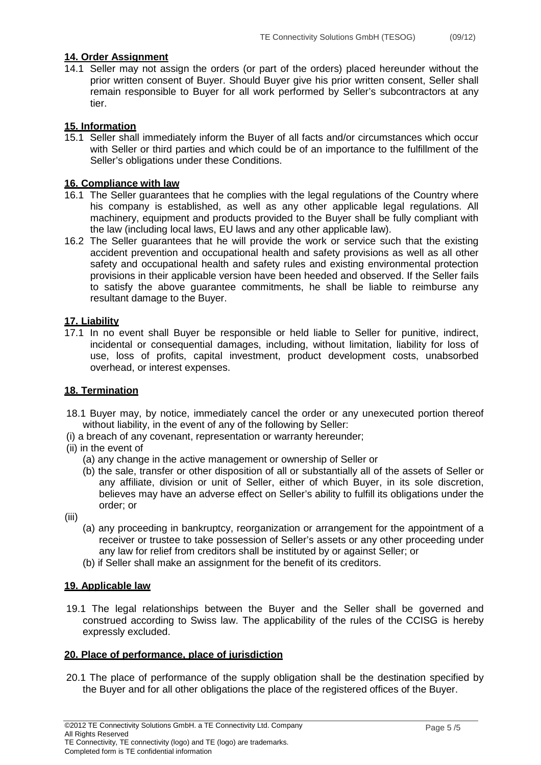## 14. Order Assignment

14.1 Seller may not assign the orders (or part of the orders) placed hereunder without the prior written consent of Buyer. Should Buyer give his prior written consent, Seller shall remain responsible to Buyer for all work performed by Seller's subcontractors at any tier.

## 15. Information

15.1 Seller shall immediately inform the Buyer of all facts and/or circumstances which occur with Seller or third parties and which could be of an importance to the fulfillment of the Seller's obligations under these Conditions.

## 16. Compliance with law

16.1 The Seller guarantees that he complies with the legal regulations of the Country where his company is established, as well as any other applicable legal regulations. All machinery, equipment and products provided to the Buyer shall be fully compliant with the law (including local laws, EU laws and any other applicable law).

16.2 The Seller guarantees that he will provide the work or service such that the existing accident prevention and occupational health and safety provisions as well as all other safety and occupational health and safety rules and existing environmental protection provisions in their applicable version have been heeded and observed. If the Seller fails to satisfy the above guarantee commitments, he shall be liable to reimburse any resultant damage to the Buyer.

## 17. Liability

17.1 In no event shall Buyer be responsible or held liable to Seller for punitive, indirect, incidental or consequential damages, including, without limitation, liability for loss of use, loss of profits, capital investment, product development costs, unabsorbed overhead, or interest expenses.

## 18. Termination

18.1 Buyer may, by notice, immediately cancel the order or any unexecuted portion thereof without liability, in the event of any of the following by Seller:

(i) a breach of any covenant, representation or warranty hereunder;

(ii) in the event of

- (a) any change in the active management or ownership of Seller or
- (b) the sale, transfer or other disposition of all or substantially all of the assets of Seller or any affiliate, division or unit of Seller, either of which Buyer, in its sole discretion, believes may have an adverse effect on Seller's ability to fulfill its obligations under the order; or

(iii)

- (a) any proceeding in bankruptcy, reorganization or arrangement for the appointment of a receiver or trustee to take possession of Seller's assets or any other proceeding under any law for relief from creditors shall be instituted by or against Seller; or
- (b) if Seller shall make an assignment for the benefit of its creditors.

## 19. Applicable law

19.1 The legal relationships between the Buyer and the Seller shall be governed and construed according to Swiss law. The applicability of the rules of the CCISG is hereby expressly excluded.

## 20. Place of performance, place of jurisdiction

20.1 The place of performance of the supply obligation shall be the destination specified by the Buyer and for all other obligations the place of the registered offices of the Buyer.

©2012 TE Connectivity Solutions GmbH. a TE Connectivity Ltd. Company
All Rights Reserved
TE Connectivity, TE connectivity (logo) and TE (logo) are trademarks.
Completed form is TE confidential information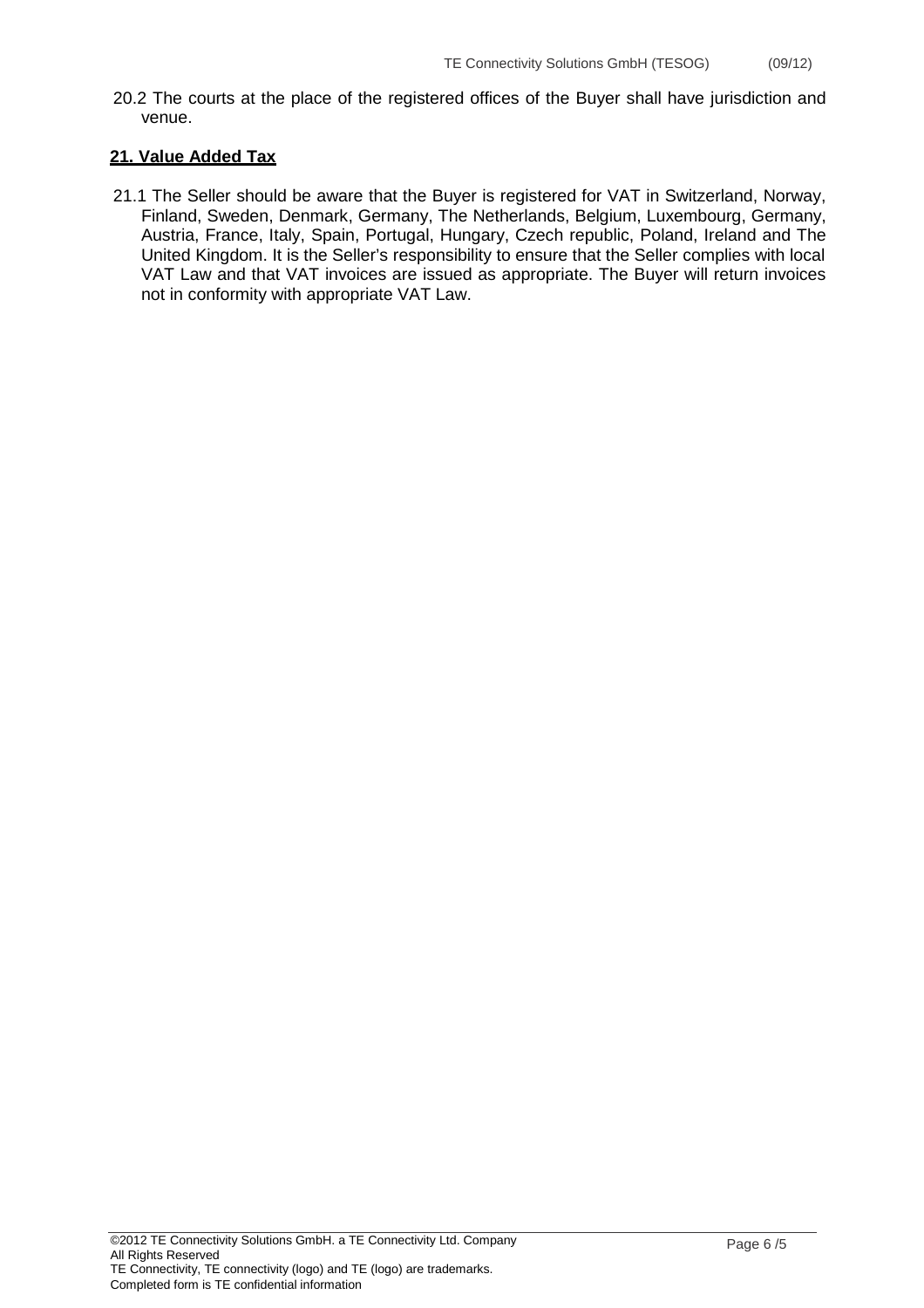20.2 The courts at the place of the registered offices of the Buyer shall have jurisdiction and venue.

## 21. Value Added Tax

21.1 The Seller should be aware that the Buyer is registered for VAT in Switzerland, Norway, Finland, Sweden, Denmark, Germany, The Netherlands, Belgium, Luxembourg, Germany, Austria, France, Italy, Spain, Portugal, Hungary, Czech republic, Poland, Ireland and The United Kingdom. It is the Seller's responsibility to ensure that the Seller complies with local VAT Law and that VAT invoices are issued as appropriate. The Buyer will return invoices not in conformity with appropriate VAT Law.